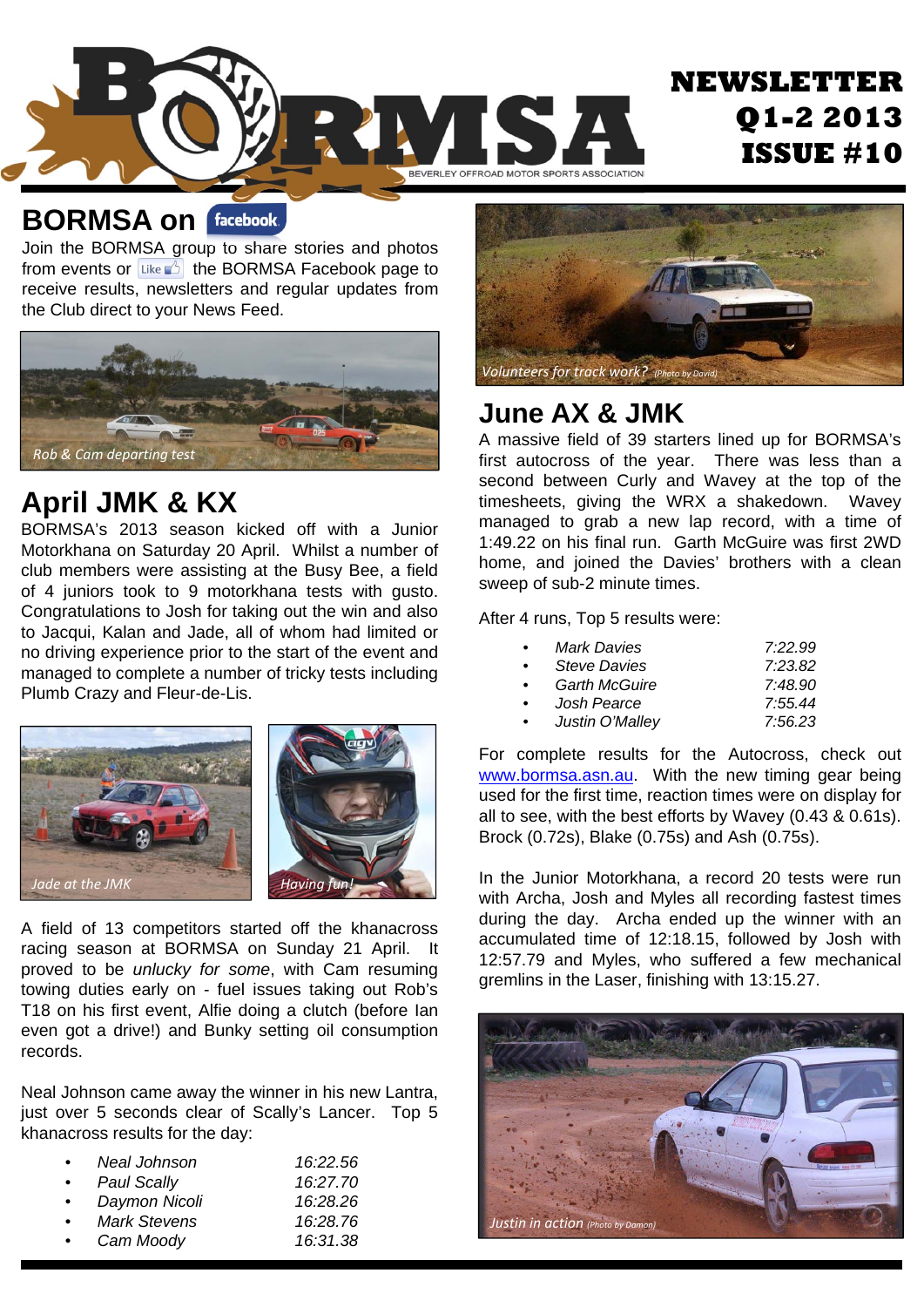# BORMSA

BEVERLEY OFFROAD MOTOR SPORTS ASSOCIATION

**NEWSLETTER Q1-2 2013 ISSUE #10**

## BORMSA on facebook

Join the BORMSA group to share stories and photos from events or Like the BORMSA Facebook page to receive results, newsletters and regular updates from the Club direct to your News Feed.

*Rob & Cam departing test*

## April JMK & KX

BORMSA's 2013 season kicked off with a Junior Motorkhana on Saturday 20 April. Whilst a number of club members were assisting at the Busy Bee, a field of 4 juniors took to 9 motorkhana tests with gusto. Congratulations to Josh for taking out the win and also to Jacqui, Kalan and Jade, all of whom had limited or no driving experience prior to the start of the event and managed to complete a number of tricky tests including Plumb Crazy and Fleur-de-Lis.

*Jade at the JMK*

*Having fun!*

A field of 13 competitors started off the khanacross racing season at BORMSA on Sunday 21 April. It proved to be *unlucky for some*, with Cam resuming towing duties early on - fuel issues taking out Rob's T18 on his first event, Alfie doing a clutch (before Ian even got a drive!) and Bunky setting oil consumption records.

Neal Johnson came away the winner in his new Lantra, just over 5 seconds clear of Scally's Lancer. Top 5 khanacross results for the day:

- *Neal Johnson* 16:22.56
- *Paul Scally* 16:27.70
- *Daymon Nicoli* 16:28.26
- *Mark Stevens* 16:28.76
- *Cam Moody* 16:31.38

*Volunteers for track work? (Photo by David)*

## June AX & JMK

A massive field of 39 starters lined up for BORMSA's first autocross of the year. There was less than a second between Curly and Wavey at the top of the timesheets, giving the WRX a shakedown. Wavey managed to grab a new lap record, with a time of 1:49.22 on his final run. Garth McGuire was first 2WD home, and joined the Davies' brothers with a clean sweep of sub-2 minute times.

After 4 runs, Top 5 results were:

- *Mark Davies* 7:22.99
- *Steve Davies* 7:23.82
- *Garth McGuire* 7:48.90
- *Josh Pearce* 7:55.44
- *Justin O'Malley* 7:56.23

For complete results for the Autocross, check out www.bormsa.asn.au. With the new timing gear being used for the first time, reaction times were on display for all to see, with the best efforts by Wavey (0.43 & 0.61s). Brock (0.72s), Blake (0.75s) and Ash (0.75s).

In the Junior Motorkhana, a record 20 tests were run with Archa, Josh and Myles all recording fastest times during the day. Archa ended up the winner with an accumulated time of 12:18.15, followed by Josh with 12:57.79 and Myles, who suffered a few mechanical gremlins in the Laser, finishing with 13:15.27.

*Justin in action (Photo by Damon)*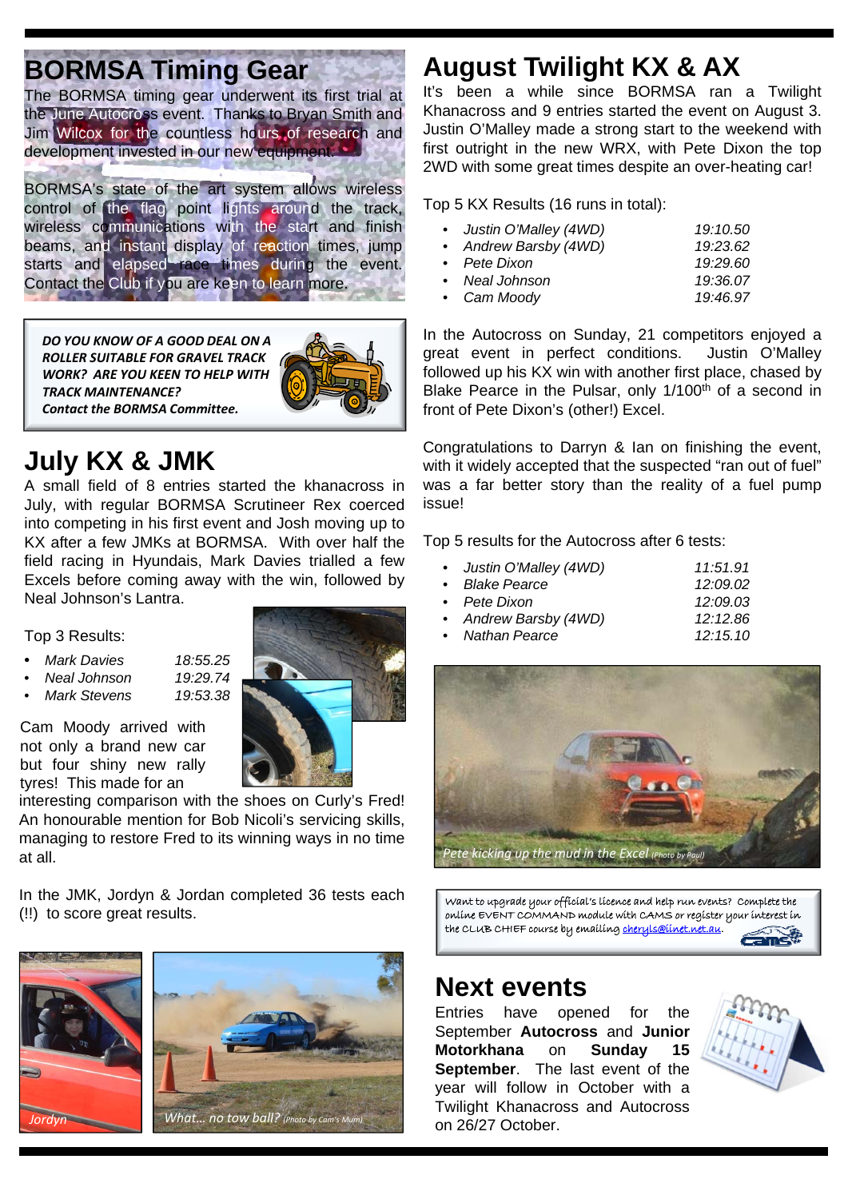# BORMSA Timing Gear

The BORMSA timing gear underwent its first trial at the June Autocross event. Thanks to Bryan Smith and Jim Wilcox for the countless hours of research and development invested in our new equipment.

BORMSA's state of the art system allows wireless control of the flag point lights around the track, wireless communications with the start and finish beams, and instant display of reaction times, jump starts and elapsed race times during the event. Contact the Club if you are keen to learn more.

***DO YOU KNOW OF A GOOD DEAL ON A ROLLER SUITABLE FOR GRAVEL TRACK WORK? ARE YOU KEEN TO HELP WITH TRACK MAINTENANCE?***
***Contact the BORMSA Committee.***

# July KX & JMK

A small field of 8 entries started the khanacross in July, with regular BORMSA Scrutineer Rex coerced into competing in his first event and Josh moving up to KX after a few JMKs at BORMSA. With over half the field racing in Hyundais, Mark Davies trialled a few Excels before coming away with the win, followed by Neal Johnson's Lantra.

Top 3 Results:

- *Mark Davies* — *18:55.25*
- *Neal Johnson* — *19:29.74*
- *Mark Stevens* — *19:53.38*

Cam Moody arrived with not only a brand new car but four shiny new rally tyres! This made for an interesting comparison with the shoes on Curly's Fred! An honourable mention for Bob Nicoli's servicing skills, managing to restore Fred to its winning ways in no time at all.

In the JMK, Jordyn & Jordan completed 36 tests each (!!) to score great results.

*Jordyn*

*What… no tow ball? (Photo by Cam's Mum)*

# August Twilight KX & AX

It's been a while since BORMSA ran a Twilight Khanacross and 9 entries started the event on August 3. Justin O'Malley made a strong start to the weekend with first outright in the new WRX, with Pete Dixon the top 2WD with some great times despite an over-heating car!

Top 5 KX Results (16 runs in total):

- *Justin O'Malley (4WD)* — *19:10.50*
- *Andrew Barsby (4WD)* — *19:23.62*
- *Pete Dixon* — *19:29.60*
- *Neal Johnson* — *19:36.07*
- *Cam Moody* — *19:46.97*

In the Autocross on Sunday, 21 competitors enjoyed a great event in perfect conditions. Justin O'Malley followed up his KX win with another first place, chased by Blake Pearce in the Pulsar, only 1/100th of a second in front of Pete Dixon's (other!) Excel.

Congratulations to Darryn & Ian on finishing the event, with it widely accepted that the suspected "ran out of fuel" was a far better story than the reality of a fuel pump issue!

Top 5 results for the Autocross after 6 tests:

- *Justin O'Malley (4WD)* — *11:51.91*
- *Blake Pearce* — *12:09.02*
- *Pete Dixon* — *12:09.03*
- *Andrew Barsby (4WD)* — *12:12.86*
- *Nathan Pearce* — *12:15.10*

*Pete kicking up the mud in the Excel (Photo by Paul)*

Want to upgrade your official's licence and help run events? Complete the online EVENT COMMAND module with CAMS or register your interest in the CLUB CHIEF course by emailing cheryls@iinet.net.au.

# Next events

Entries have opened for the September **Autocross** and **Junior Motorkhana** on **Sunday 15 September**. The last event of the year will follow in October with a Twilight Khanacross and Autocross on 26/27 October.